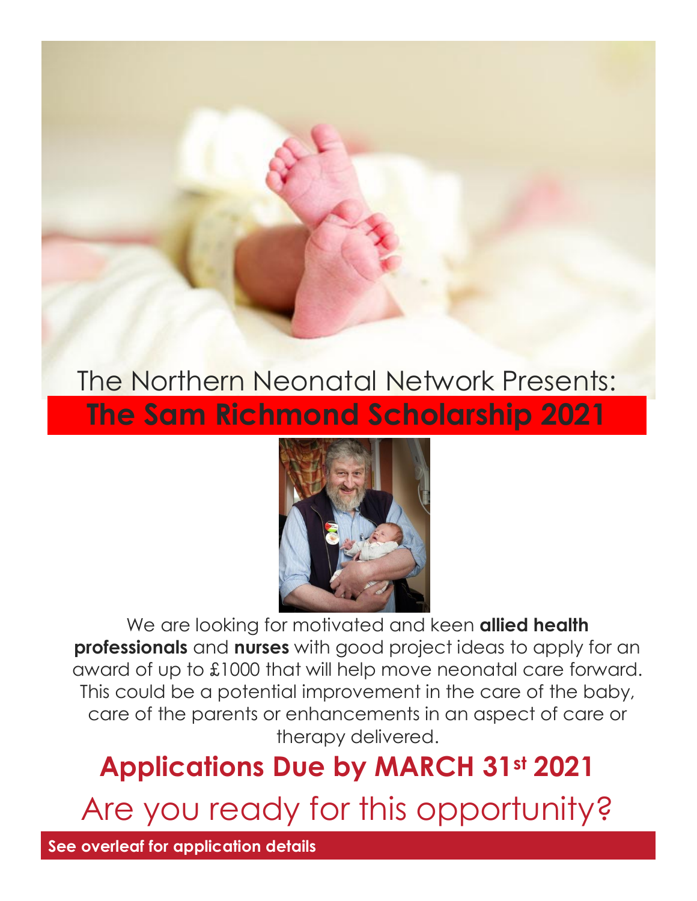The Northern Neonatal Network Presents:

# The Sam Richmond Scholarship 2021

We are looking for motivated and keen **allied health professionals** and **nurses** with good project ideas to apply for an award of up to £1000 that will help move neonatal care forward. This could be a potential improvement in the care of the baby, care of the parents or enhancements in an aspect of care or therapy delivered.

## Applications Due by MARCH 31st 2021

Are you ready for this opportunity?

**See overleaf for application details**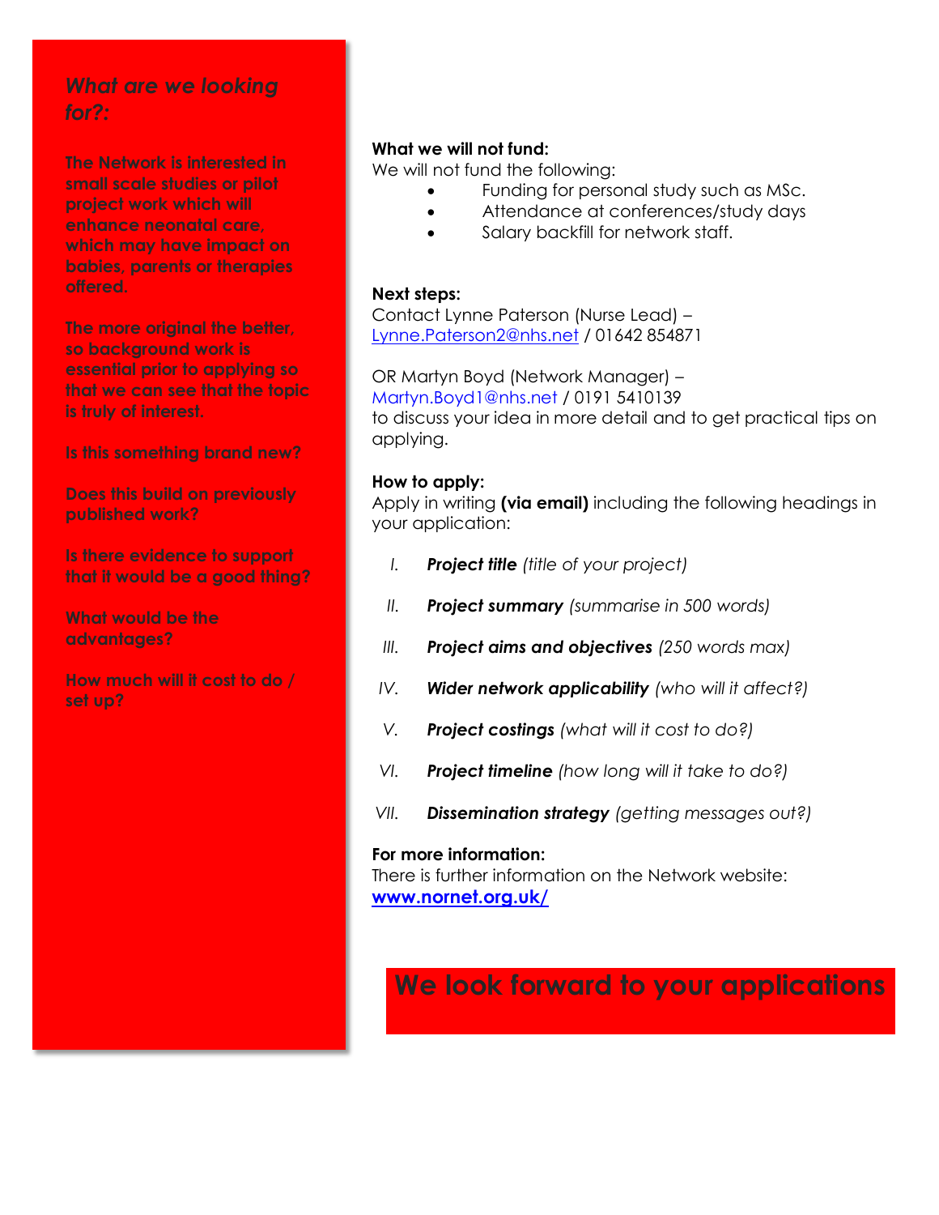## *What are we looking for?:*

**The Network is interested in small scale studies or pilot project work which will enhance neonatal care, which may have impact on babies, parents or therapies offered.**

**The more original the better, so background work is essential prior to applying so that we can see that the topic is truly of interest.**

**Is this something brand new?**

**Does this build on previously published work?**

**Is there evidence to support that it would be a good thing?**

**What would be the advantages?**

**How much will it cost to do / set up?**

**What we will not fund:**
We will not fund the following:

- Funding for personal study such as MSc.
- Attendance at conferences/study days
- Salary backfill for network staff.

**Next steps:**
Contact Lynne Paterson (Nurse Lead) – Lynne.Paterson2@nhs.net / 01642 854871

OR Martyn Boyd (Network Manager) – Martyn.Boyd1@nhs.net / 0191 5410139
to discuss your idea in more detail and to get practical tips on applying.

**How to apply:**
Apply in writing **(via email)** including the following headings in your application:

I. ***Project title*** *(title of your project)*

II. ***Project summary*** *(summarise in 500 words)*

III. ***Project aims and objectives*** *(250 words max)*

IV. ***Wider network applicability*** *(who will it affect?)*

V. ***Project costings*** *(what will it cost to do?)*

VI. ***Project timeline*** *(how long will it take to do?)*

VII. ***Dissemination strategy*** *(getting messages out?)*

**For more information:**
There is further information on the Network website: **www.nornet.org.uk/**

## We look forward to your applications